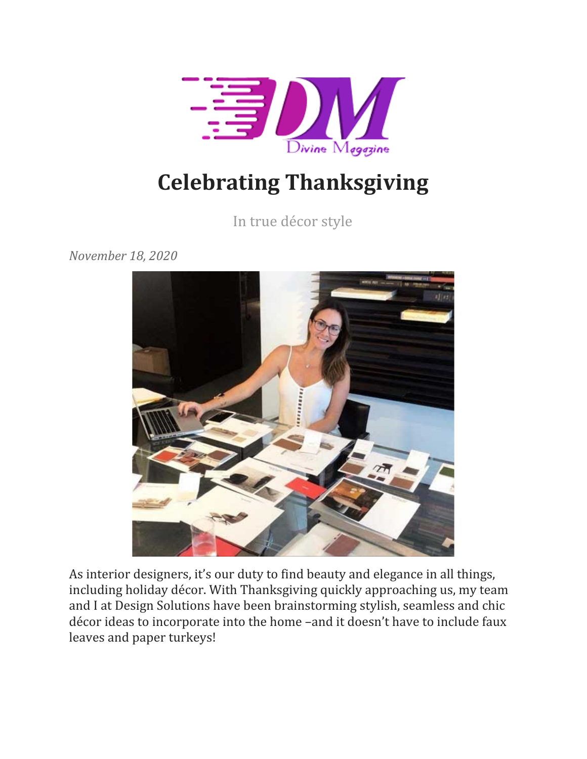# Celebrating Thanksgiving

In true décor style

*November 18, 2020*

As interior designers, it's our duty to find beauty and elegance in all things, including holiday décor. With Thanksgiving quickly approaching us, my team and I at Design Solutions have been brainstorming stylish, seamless and chic décor ideas to incorporate into the home –and it doesn't have to include faux leaves and paper turkeys!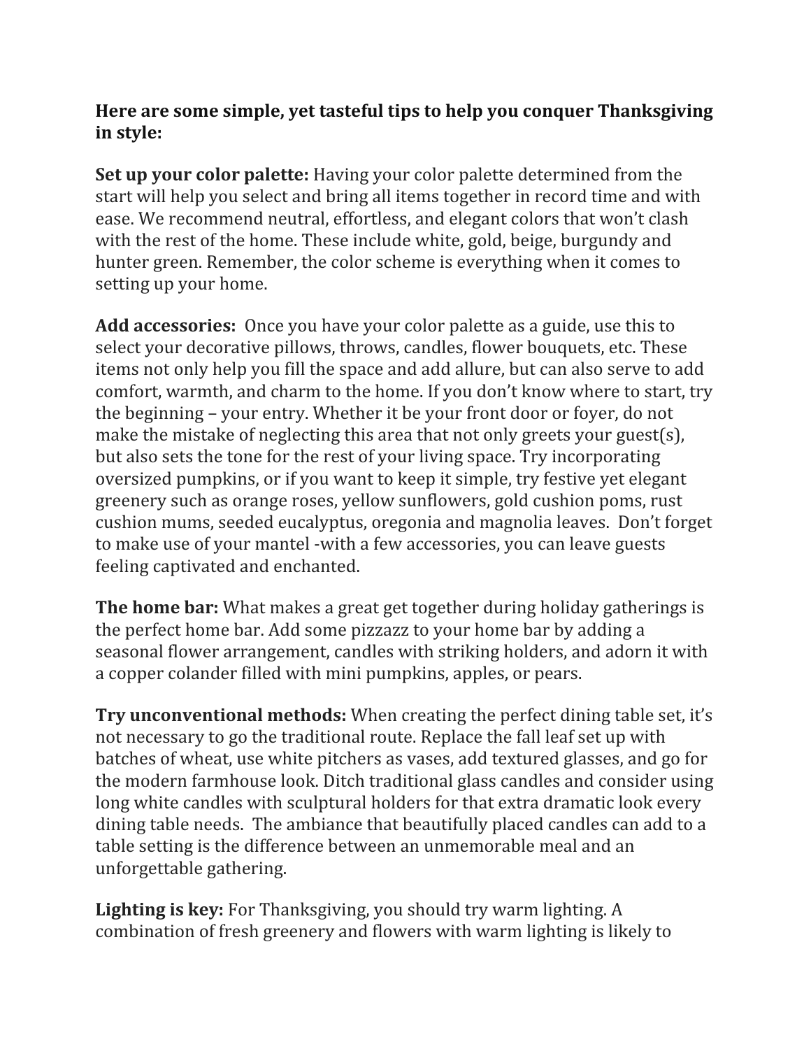**Here are some simple, yet tasteful tips to help you conquer Thanksgiving in style:**

**Set up your color palette:** Having your color palette determined from the start will help you select and bring all items together in record time and with ease. We recommend neutral, effortless, and elegant colors that won't clash with the rest of the home. These include white, gold, beige, burgundy and hunter green. Remember, the color scheme is everything when it comes to setting up your home.

**Add accessories:** Once you have your color palette as a guide, use this to select your decorative pillows, throws, candles, flower bouquets, etc. These items not only help you fill the space and add allure, but can also serve to add comfort, warmth, and charm to the home. If you don't know where to start, try the beginning – your entry. Whether it be your front door or foyer, do not make the mistake of neglecting this area that not only greets your guest(s), but also sets the tone for the rest of your living space. Try incorporating oversized pumpkins, or if you want to keep it simple, try festive yet elegant greenery such as orange roses, yellow sunflowers, gold cushion poms, rust cushion mums, seeded eucalyptus, oregonia and magnolia leaves. Don't forget to make use of your mantel -with a few accessories, you can leave guests feeling captivated and enchanted.

**The home bar:** What makes a great get together during holiday gatherings is the perfect home bar. Add some pizzazz to your home bar by adding a seasonal flower arrangement, candles with striking holders, and adorn it with a copper colander filled with mini pumpkins, apples, or pears.

**Try unconventional methods:** When creating the perfect dining table set, it's not necessary to go the traditional route. Replace the fall leaf set up with batches of wheat, use white pitchers as vases, add textured glasses, and go for the modern farmhouse look. Ditch traditional glass candles and consider using long white candles with sculptural holders for that extra dramatic look every dining table needs. The ambiance that beautifully placed candles can add to a table setting is the difference between an unmemorable meal and an unforgettable gathering.

**Lighting is key:** For Thanksgiving, you should try warm lighting. A combination of fresh greenery and flowers with warm lighting is likely to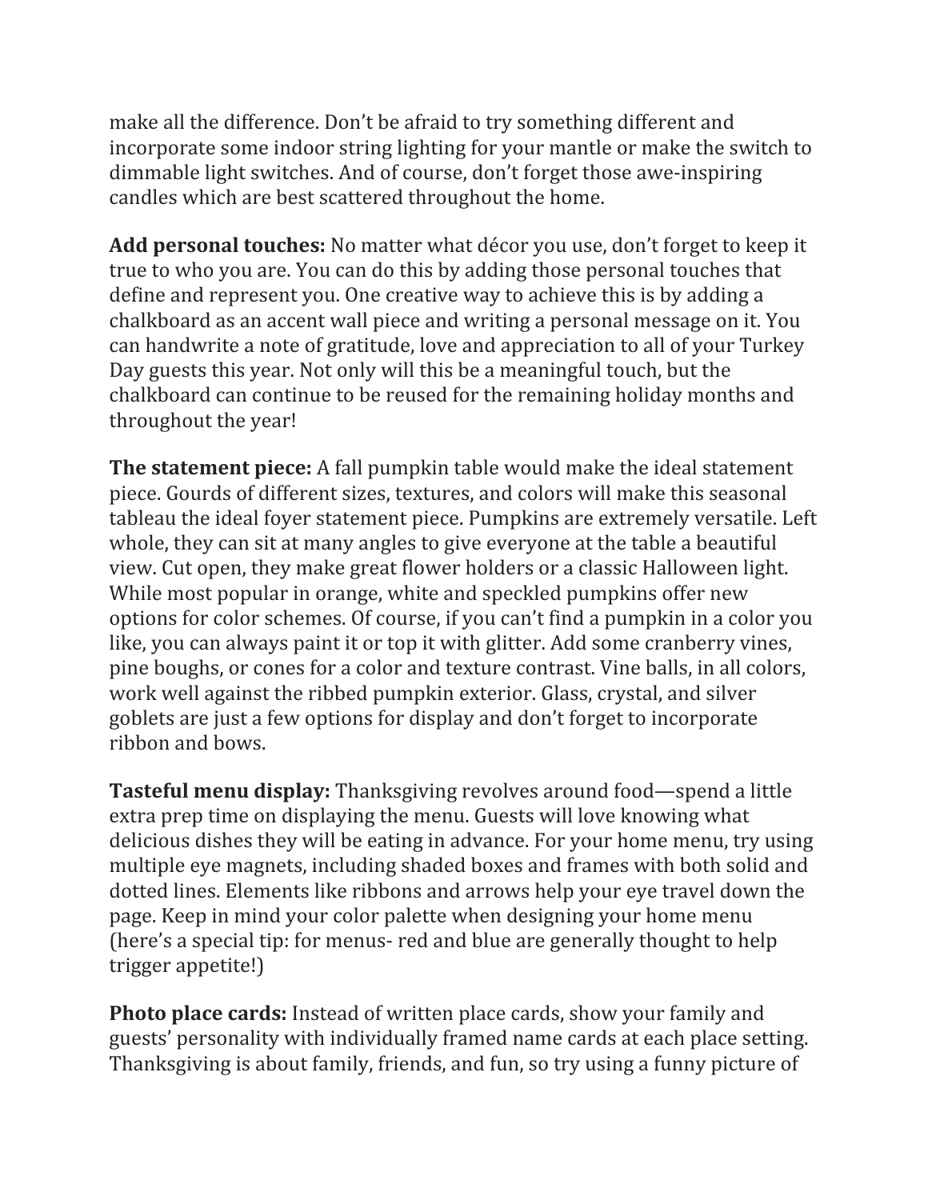make all the difference. Don’t be afraid to try something different and incorporate some indoor string lighting for your mantle or make the switch to dimmable light switches. And of course, don’t forget those awe-inspiring candles which are best scattered throughout the home.

**Add personal touches:** No matter what décor you use, don’t forget to keep it true to who you are. You can do this by adding those personal touches that define and represent you. One creative way to achieve this is by adding a chalkboard as an accent wall piece and writing a personal message on it. You can handwrite a note of gratitude, love and appreciation to all of your Turkey Day guests this year. Not only will this be a meaningful touch, but the chalkboard can continue to be reused for the remaining holiday months and throughout the year!

**The statement piece:** A fall pumpkin table would make the ideal statement piece. Gourds of different sizes, textures, and colors will make this seasonal tableau the ideal foyer statement piece. Pumpkins are extremely versatile. Left whole, they can sit at many angles to give everyone at the table a beautiful view. Cut open, they make great flower holders or a classic Halloween light. While most popular in orange, white and speckled pumpkins offer new options for color schemes. Of course, if you can’t find a pumpkin in a color you like, you can always paint it or top it with glitter. Add some cranberry vines, pine boughs, or cones for a color and texture contrast. Vine balls, in all colors, work well against the ribbed pumpkin exterior. Glass, crystal, and silver goblets are just a few options for display and don’t forget to incorporate ribbon and bows.

**Tasteful menu display:** Thanksgiving revolves around food—spend a little extra prep time on displaying the menu. Guests will love knowing what delicious dishes they will be eating in advance. For your home menu, try using multiple eye magnets, including shaded boxes and frames with both solid and dotted lines. Elements like ribbons and arrows help your eye travel down the page. Keep in mind your color palette when designing your home menu (here’s a special tip: for menus- red and blue are generally thought to help trigger appetite!)

**Photo place cards:** Instead of written place cards, show your family and guests’ personality with individually framed name cards at each place setting. Thanksgiving is about family, friends, and fun, so try using a funny picture of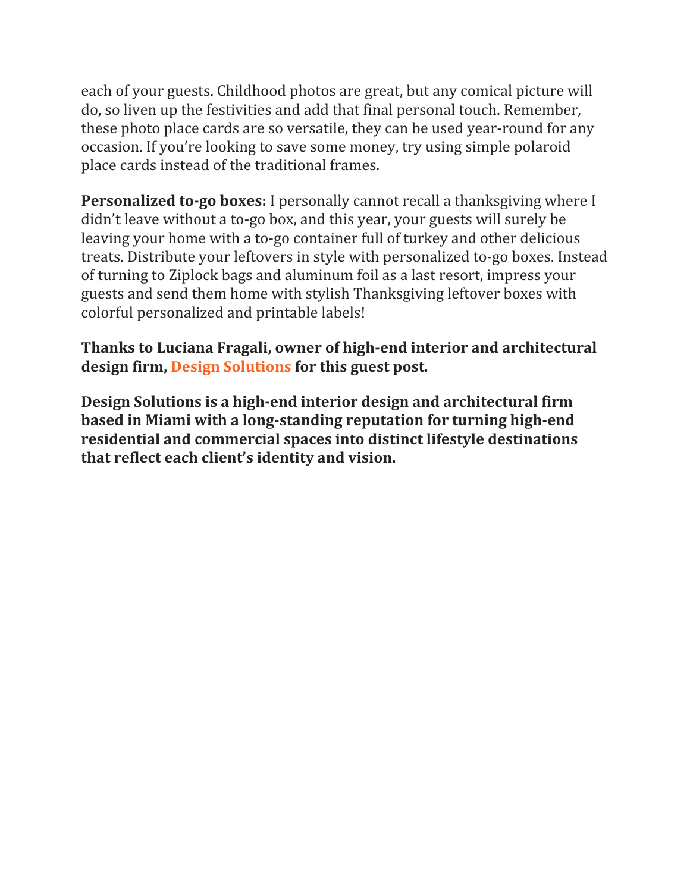each of your guests. Childhood photos are great, but any comical picture will do, so liven up the festivities and add that final personal touch. Remember, these photo place cards are so versatile, they can be used year-round for any occasion. If you're looking to save some money, try using simple polaroid place cards instead of the traditional frames.

**Personalized to-go boxes:** I personally cannot recall a thanksgiving where I didn't leave without a to-go box, and this year, your guests will surely be leaving your home with a to-go container full of turkey and other delicious treats. Distribute your leftovers in style with personalized to-go boxes. Instead of turning to Ziplock bags and aluminum foil as a last resort, impress your guests and send them home with stylish Thanksgiving leftover boxes with colorful personalized and printable labels!

**Thanks to Luciana Fragali, owner of high-end interior and architectural design firm, Design Solutions for this guest post.**

**Design Solutions is a high-end interior design and architectural firm based in Miami with a long-standing reputation for turning high-end residential and commercial spaces into distinct lifestyle destinations that reflect each client's identity and vision.**